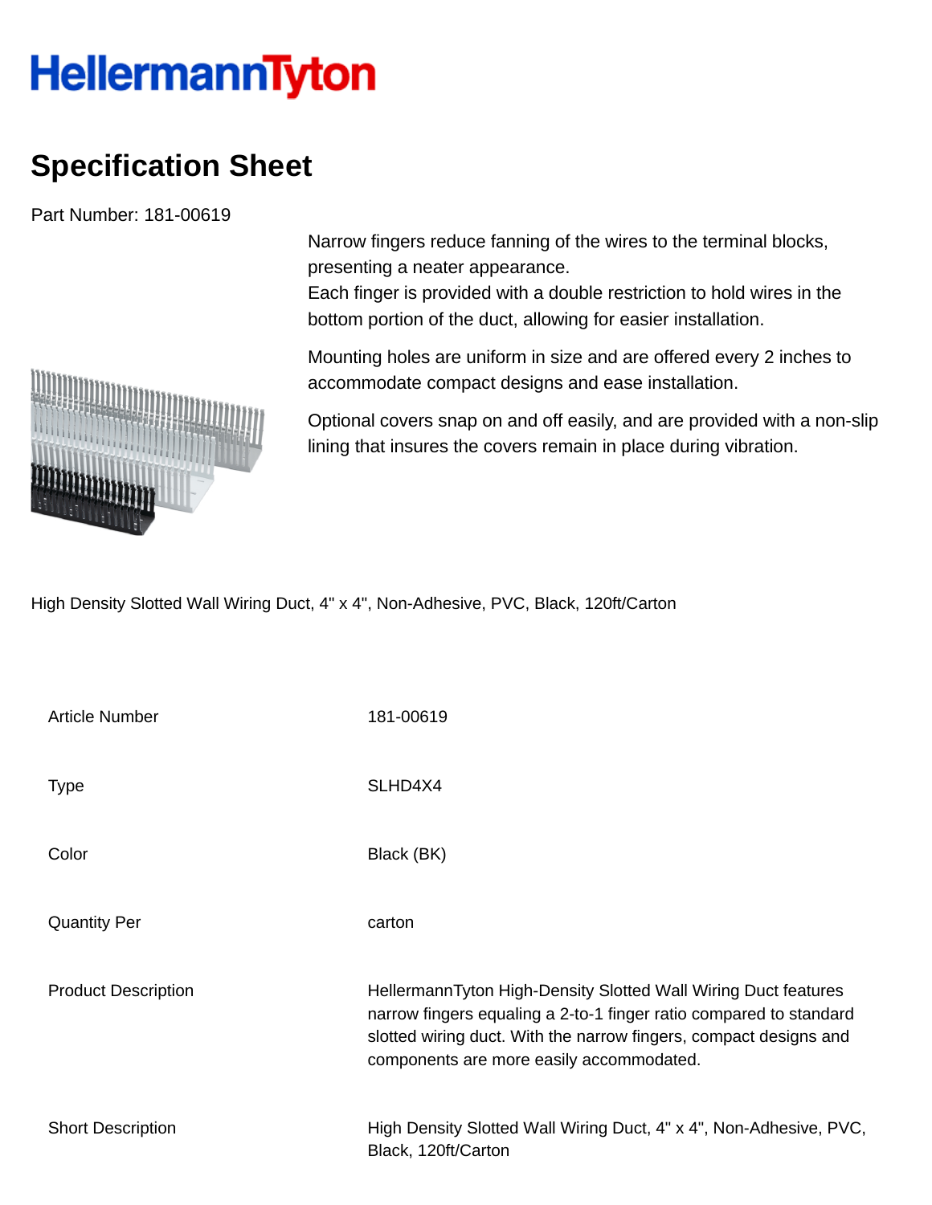HellermannTyton

# Specification Sheet

Part Number: 181-00619

Narrow fingers reduce fanning of the wires to the terminal blocks, presenting a neater appearance.
Each finger is provided with a double restriction to hold wires in the bottom portion of the duct, allowing for easier installation.

Mounting holes are uniform in size and are offered every 2 inches to accommodate compact designs and ease installation.

Optional covers snap on and off easily, and are provided with a non-slip lining that insures the covers remain in place during vibration.

High Density Slotted Wall Wiring Duct, 4" x 4", Non-Adhesive, PVC, Black, 120ft/Carton

| | |
|---|---|
| Article Number | 181-00619 |
| Type | SLHD4X4 |
| Color | Black (BK) |
| Quantity Per | carton |
| Product Description | HellermannTyton High-Density Slotted Wall Wiring Duct features narrow fingers equaling a 2-to-1 finger ratio compared to standard slotted wiring duct. With the narrow fingers, compact designs and components are more easily accommodated. |
| Short Description | High Density Slotted Wall Wiring Duct, 4" x 4", Non-Adhesive, PVC, Black, 120ft/Carton |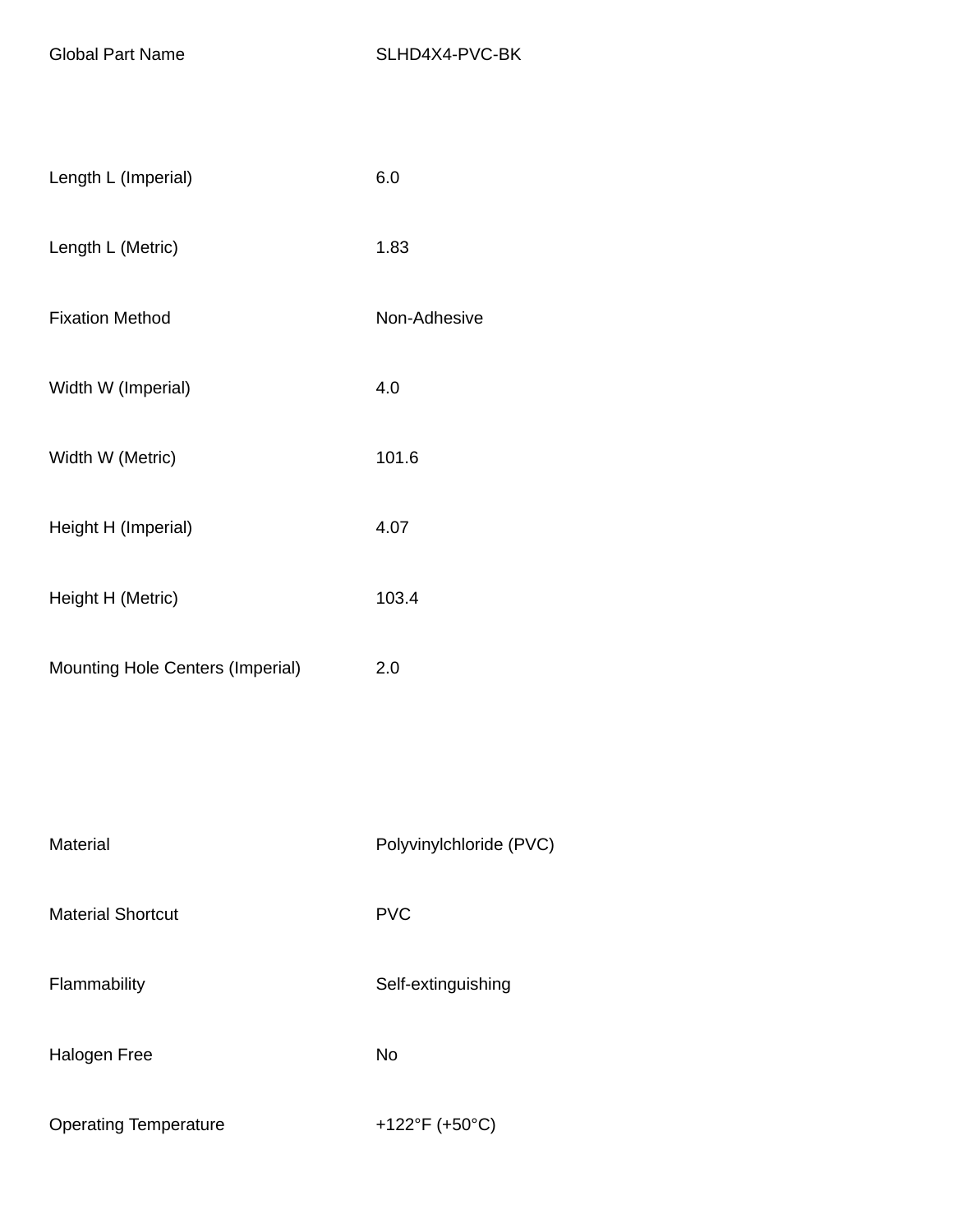| | |
|---|---|
| Global Part Name | SLHD4X4-PVC-BK |
| Length L (Imperial) | 6.0 |
| Length L (Metric) | 1.83 |
| Fixation Method | Non-Adhesive |
| Width W (Imperial) | 4.0 |
| Width W (Metric) | 101.6 |
| Height H (Imperial) | 4.07 |
| Height H (Metric) | 103.4 |
| Mounting Hole Centers (Imperial) | 2.0 |

| | |
|---|---|
| Material | Polyvinylchloride (PVC) |
| Material Shortcut | PVC |
| Flammability | Self-extinguishing |
| Halogen Free | No |
| Operating Temperature | +122°F (+50°C) |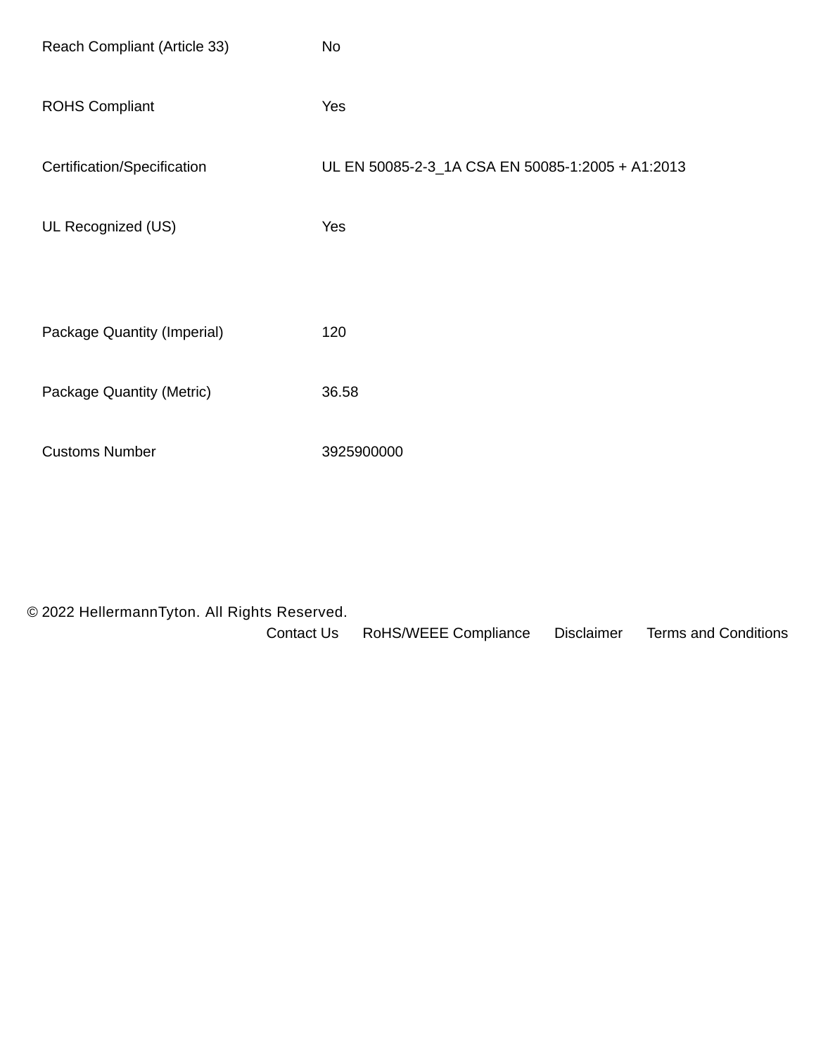| | |
|---|---|
| Reach Compliant (Article 33) | No |
| ROHS Compliant | Yes |
| Certification/Specification | UL EN 50085-2-3_1A CSA EN 50085-1:2005 + A1:2013 |
| UL Recognized (US) | Yes |
| Package Quantity (Imperial) | 120 |
| Package Quantity (Metric) | 36.58 |
| Customs Number | 3925900000 |

© 2022 HellermannTyton. All Rights Reserved.

Contact Us RoHS/WEEE Compliance Disclaimer Terms and Conditions